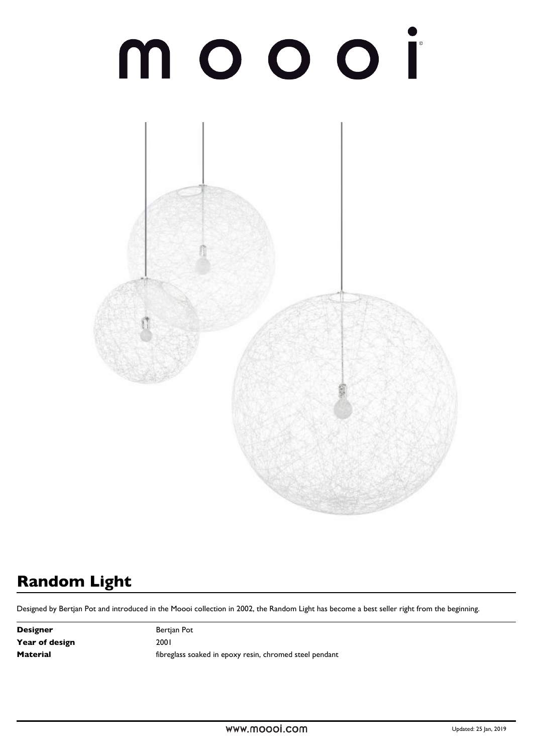moooi

# Random Light

Designed by Bertjan Pot and introduced in the Moooi collection in 2002, the Random Light has become a best seller right from the beginning.

| | |
|---|---|
| **Designer** | Bertjan Pot |
| **Year of design** | 2001 |
| **Material** | fibreglass soaked in epoxy resin, chromed steel pendant |

www.moooi.com

Updated: 25 Jan, 2019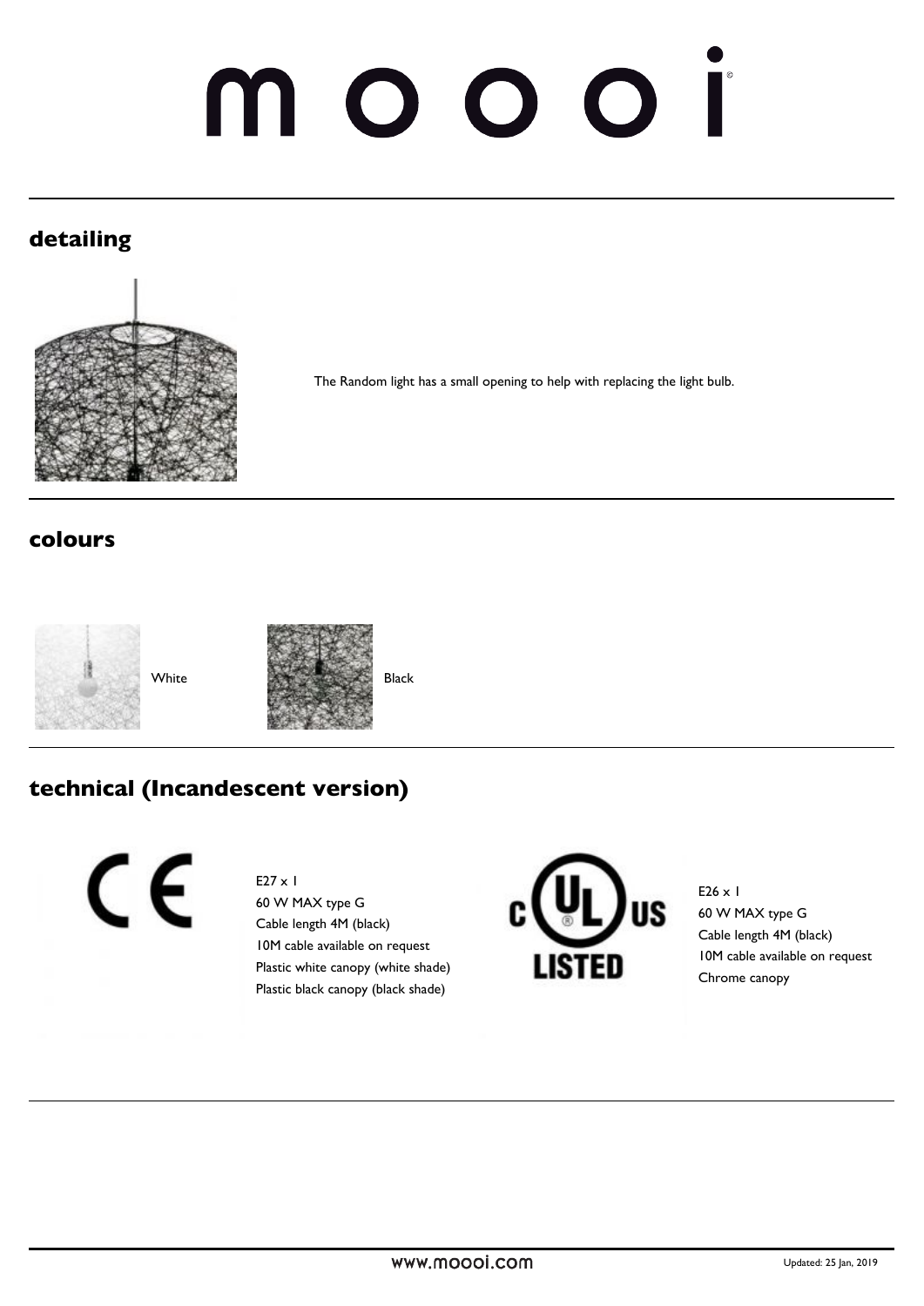# moooi

## detailing

The Random light has a small opening to help with replacing the light bulb.

## colours

White

Black

## technical (Incandescent version)

CE

E27 x 1
60 W MAX type G
Cable length 4M (black)
10M cable available on request
Plastic white canopy (white shade)
Plastic black canopy (black shade)

c UL us LISTED

E26 x 1
60 W MAX type G
Cable length 4M (black)
10M cable available on request
Chrome canopy

www.moooi.com

Updated: 25 Jan, 2019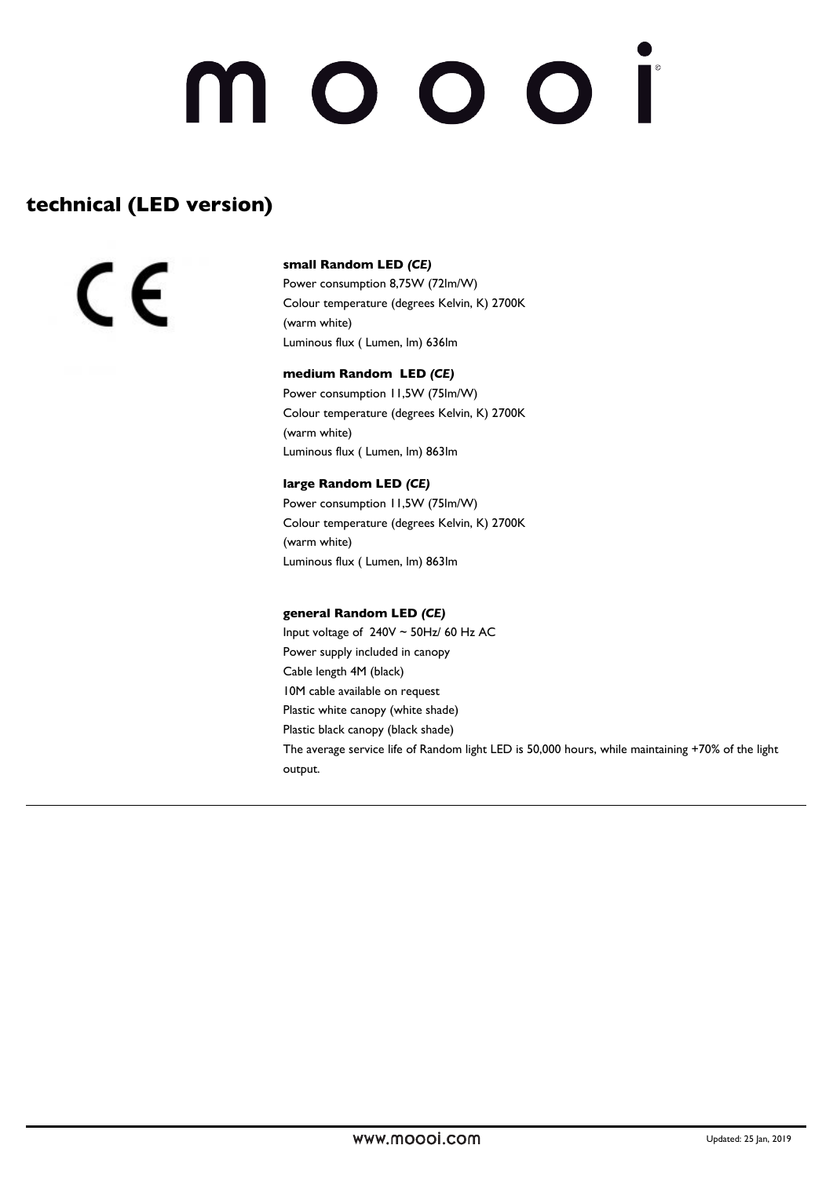# moooi

## technical (LED version)

CE

**small Random LED *(CE)***
Power consumption 8,75W (72lm/W)
Colour temperature (degrees Kelvin, K) 2700K
(warm white)
Luminous flux ( Lumen, lm) 636lm

**medium Random LED *(CE)***
Power consumption 11,5W (75lm/W)
Colour temperature (degrees Kelvin, K) 2700K
(warm white)
Luminous flux ( Lumen, lm) 863lm

**large Random LED *(CE)***
Power consumption 11,5W (75lm/W)
Colour temperature (degrees Kelvin, K) 2700K
(warm white)
Luminous flux ( Lumen, lm) 863lm

**general Random LED *(CE)***
Input voltage of 240V ~ 50Hz/ 60 Hz AC
Power supply included in canopy
Cable length 4M (black)
10M cable available on request
Plastic white canopy (white shade)
Plastic black canopy (black shade)
The average service life of Random light LED is 50,000 hours, while maintaining +70% of the light output.

---

www.moooi.com

Updated: 25 Jan, 2019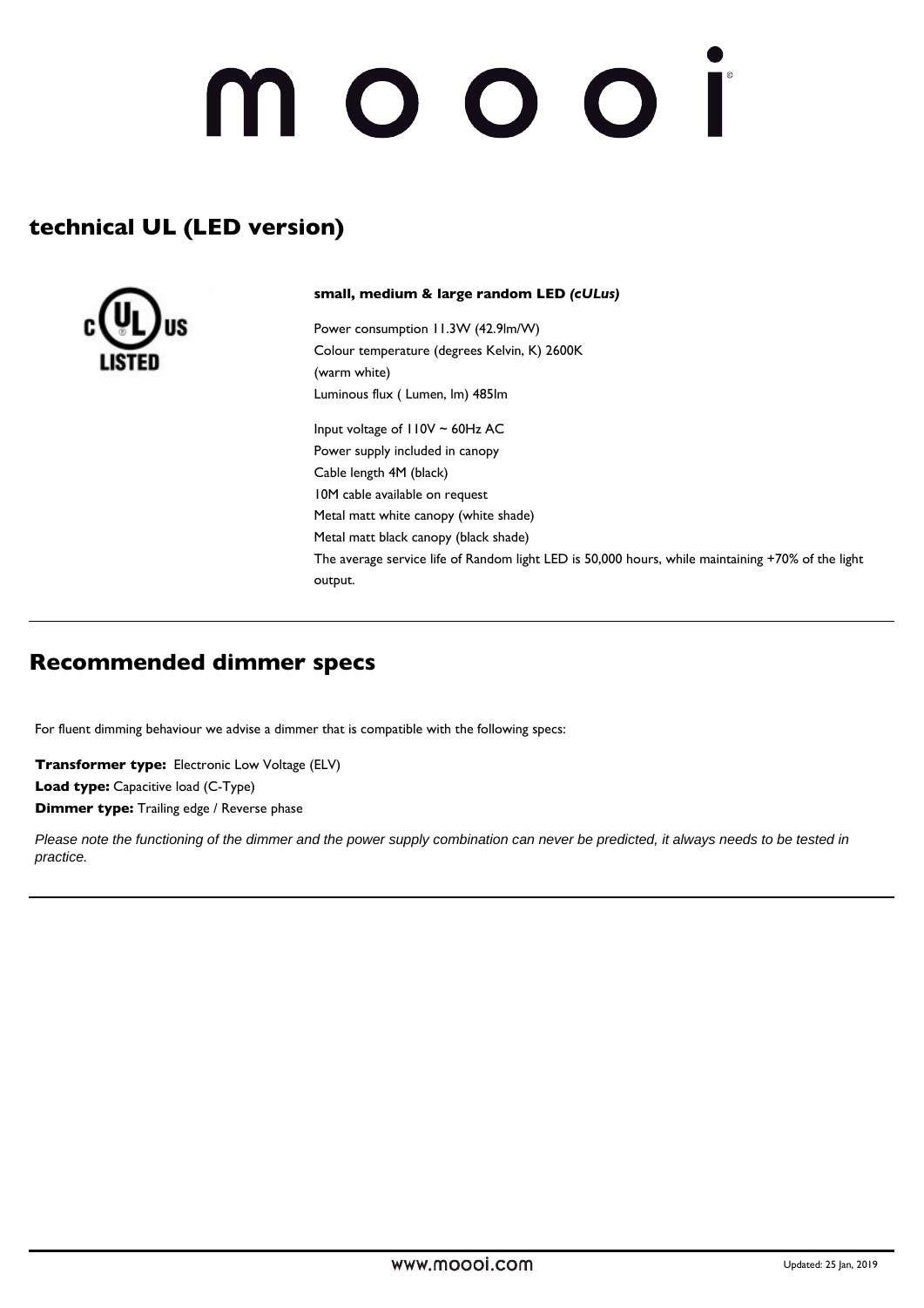# m o o o i

## technical UL (LED version)

c UL us LISTED

**small, medium & large random LED *(cULus)***

Power consumption 11.3W (42.9lm/W)
Colour temperature (degrees Kelvin, K) 2600K
(warm white)
Luminous flux ( Lumen, lm) 485lm

Input voltage of 110V ~ 60Hz AC
Power supply included in canopy
Cable length 4M (black)
10M cable available on request
Metal matt white canopy (white shade)
Metal matt black canopy (black shade)
The average service life of Random light LED is 50,000 hours, while maintaining +70% of the light output.

---

## Recommended dimmer specs

For fluent dimming behaviour we advise a dimmer that is compatible with the following specs:

**Transformer type:** Electronic Low Voltage (ELV)
**Load type:** Capacitive load (C-Type)
**Dimmer type:** Trailing edge / Reverse phase

*Please note the functioning of the dimmer and the power supply combination can never be predicted, it always needs to be tested in practice.*

---

www.moooi.com

Updated: 25 Jan, 2019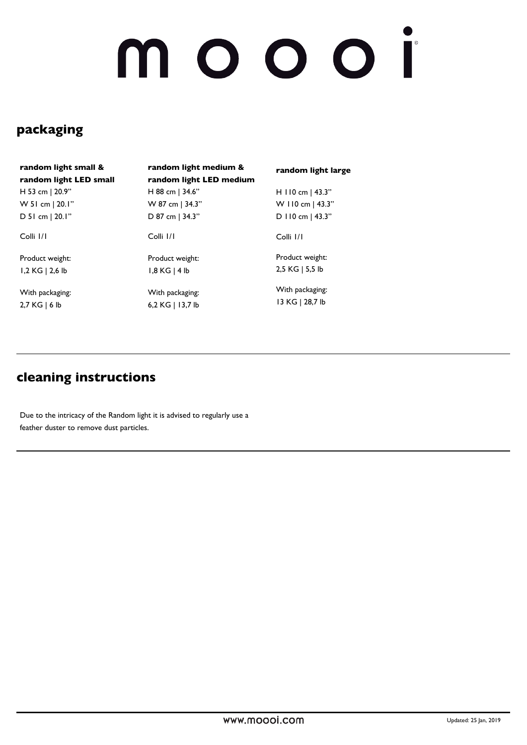# moooi

## packaging

| random light small & random light LED small | random light medium & random light LED medium | random light large |
|---|---|---|
| H 53 cm \| 20.9" | H 88 cm \| 34.6" | H 110 cm \| 43.3" |
| W 51 cm \| 20.1" | W 87 cm \| 34.3" | W 110 cm \| 43.3" |
| D 51 cm \| 20.1" | D 87 cm \| 34.3" | D 110 cm \| 43.3" |
| Colli 1/1 | Colli 1/1 | Colli 1/1 |
| Product weight: 1,2 KG \| 2,6 lb | Product weight: 1,8 KG \| 4 lb | Product weight: 2,5 KG \| 5,5 lb |
| With packaging: 2,7 KG \| 6 lb | With packaging: 6,2 KG \| 13,7 lb | With packaging: 13 KG \| 28,7 lb |

## cleaning instructions

Due to the intricacy of the Random light it is advised to regularly use a feather duster to remove dust particles.

www.moooi.com

Updated: 25 Jan, 2019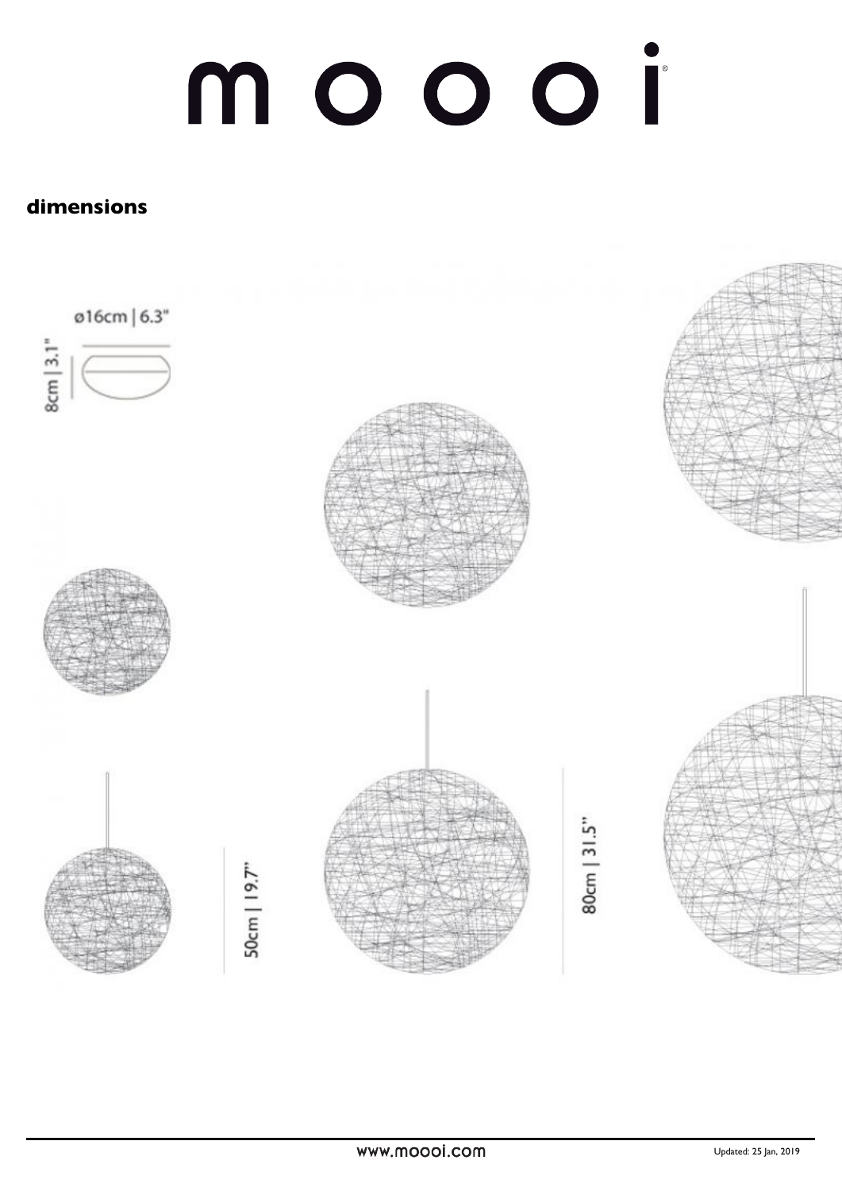# dimensions

ø16cm | 6.3"

8cm | 3.1"

50cm | 19.7"

80cm | 31.5"

www.moooi.com

Updated: 25 Jan, 2019